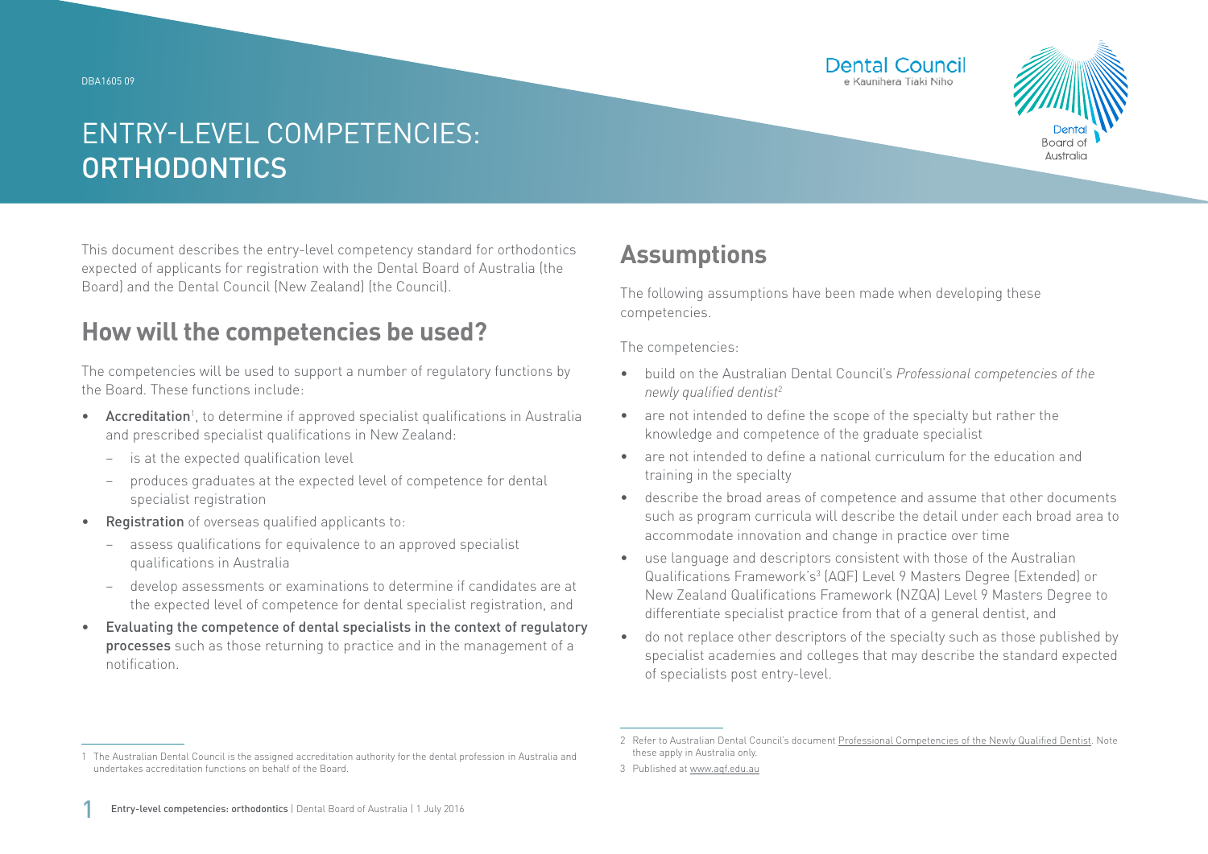DBA1605 09

# ENTRY-LEVEL COMPETENCIES: ORTHODONTICS

This document describes the entry-level competency standard for orthodontics expected of applicants for registration with the Dental Board of Australia (the Board) and the Dental Council (New Zealand) (the Council).

## How will the competencies be used?

The competencies will be used to support a number of regulatory functions by the Board. These functions include:

- **Accreditation**[1], to determine if approved specialist qualifications in Australia and prescribed specialist qualifications in New Zealand:
  - is at the expected qualification level
  - produces graduates at the expected level of competence for dental specialist registration
- **Registration** of overseas qualified applicants to:
  - assess qualifications for equivalence to an approved specialist qualifications in Australia
  - develop assessments or examinations to determine if candidates are at the expected level of competence for dental specialist registration, and
- **Evaluating the competence of dental specialists in the context of regulatory processes** such as those returning to practice and in the management of a notification.

## Assumptions

The following assumptions have been made when developing these competencies.

The competencies:

- build on the Australian Dental Council's *Professional competencies of the newly qualified dentist*[2]
- are not intended to define the scope of the specialty but rather the knowledge and competence of the graduate specialist
- are not intended to define a national curriculum for the education and training in the specialty
- describe the broad areas of competence and assume that other documents such as program curricula will describe the detail under each broad area to accommodate innovation and change in practice over time
- use language and descriptors consistent with those of the Australian Qualifications Framework's[3] (AQF) Level 9 Masters Degree (Extended) or New Zealand Qualifications Framework (NZQA) Level 9 Masters Degree to differentiate specialist practice from that of a general dentist, and
- do not replace other descriptors of the specialty such as those published by specialist academies and colleges that may describe the standard expected of specialists post entry-level.

---

1 The Australian Dental Council is the assigned accreditation authority for the dental profession in Australia and undertakes accreditation functions on behalf of the Board.

2 Refer to Australian Dental Council's document Professional Competencies of the Newly Qualified Dentist. Note these apply in Australia only.

3 Published at www.aqf.edu.au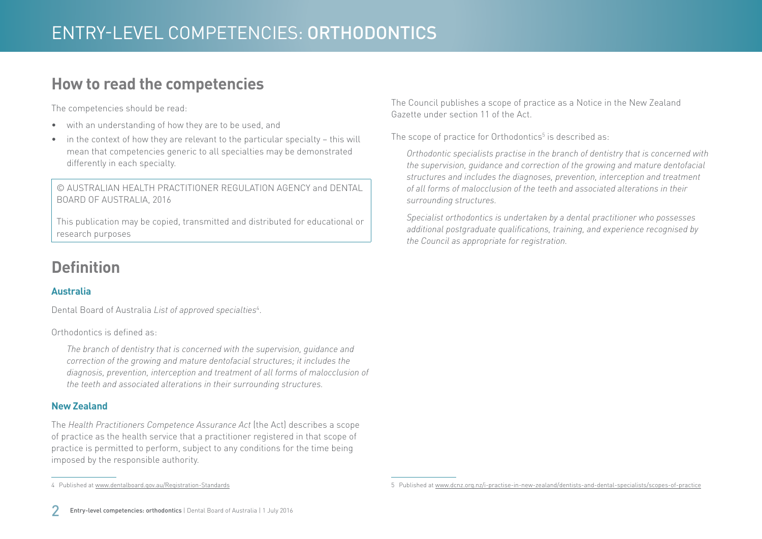## How to read the competencies

The competencies should be read:

- with an understanding of how they are to be used, and
- in the context of how they are relevant to the particular specialty – this will mean that competencies generic to all specialties may be demonstrated differently in each specialty.

© AUSTRALIAN HEALTH PRACTITIONER REGULATION AGENCY and DENTAL BOARD OF AUSTRALIA, 2016

This publication may be copied, transmitted and distributed for educational or research purposes

## Definition

### Australia

Dental Board of Australia *List of approved specialties*[4].

Orthodontics is defined as:

> *The branch of dentistry that is concerned with the supervision, guidance and correction of the growing and mature dentofacial structures; it includes the diagnosis, prevention, interception and treatment of all forms of malocclusion of the teeth and associated alterations in their surrounding structures.*

### New Zealand

The *Health Practitioners Competence Assurance Act* (the Act) describes a scope of practice as the health service that a practitioner registered in that scope of practice is permitted to perform, subject to any conditions for the time being imposed by the responsible authority.

The Council publishes a scope of practice as a Notice in the New Zealand Gazette under section 11 of the Act.

The scope of practice for Orthodontics[5] is described as:

> *Orthodontic specialists practise in the branch of dentistry that is concerned with the supervision, guidance and correction of the growing and mature dentofacial structures and includes the diagnoses, prevention, interception and treatment of all forms of malocclusion of the teeth and associated alterations in their surrounding structures.*
>
> *Specialist orthodontics is undertaken by a dental practitioner who possesses additional postgraduate qualifications, training, and experience recognised by the Council as appropriate for registration.*

---

4 Published at www.dentalboard.gov.au/Registration-Standards

5 Published at www.dcnz.org.nz/i-practise-in-new-zealand/dentists-and-dental-specialists/scopes-of-practice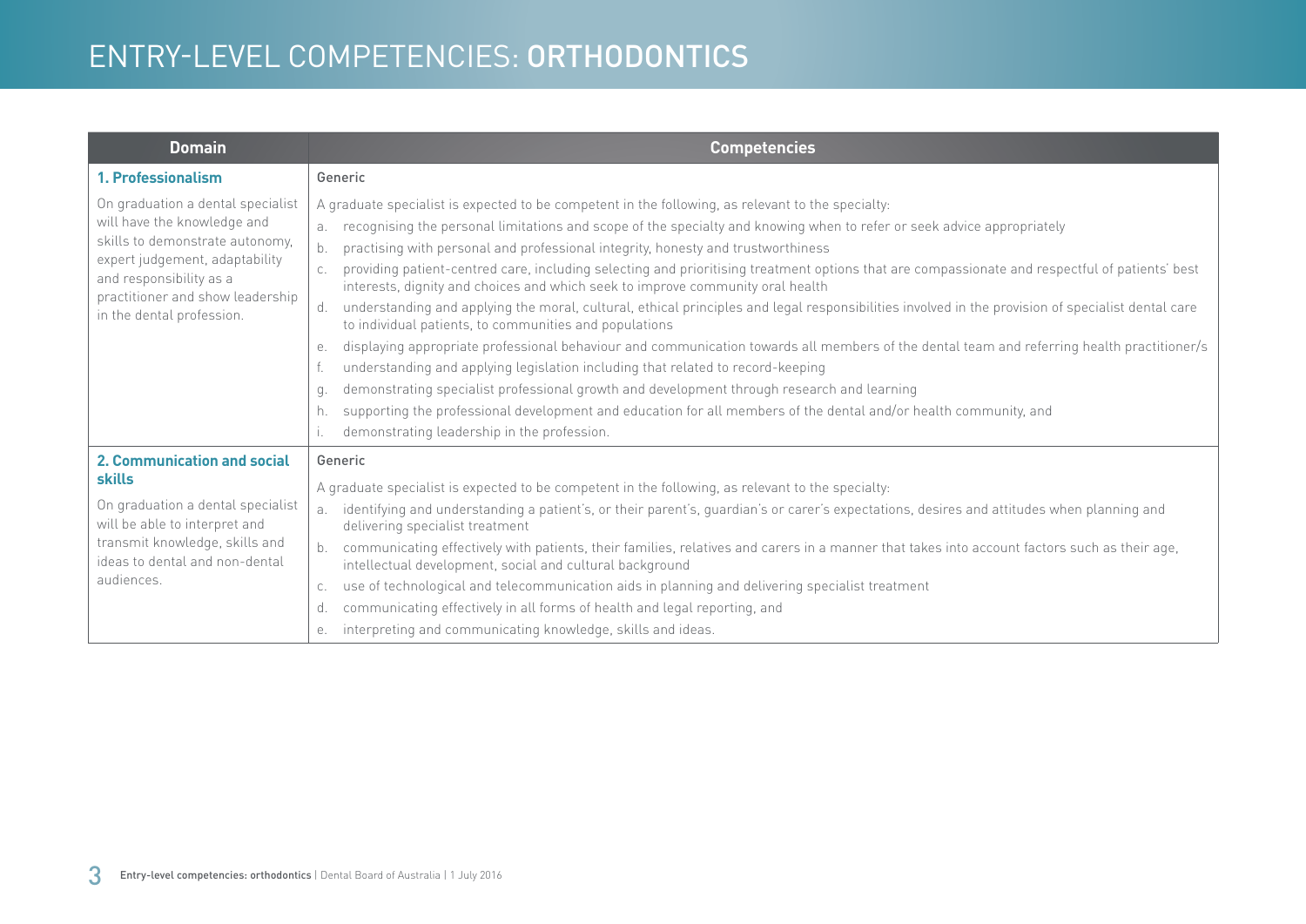# ENTRY-LEVEL COMPETENCIES: ORTHODONTICS

| Domain | Competencies |
|---|---|
| **1. Professionalism**<br><br>On graduation a dental specialist will have the knowledge and skills to demonstrate autonomy, expert judgement, adaptability and responsibility as a practitioner and show leadership in the dental profession. | Generic<br><br>A graduate specialist is expected to be competent in the following, as relevant to the specialty:<br>a. recognising the personal limitations and scope of the specialty and knowing when to refer or seek advice appropriately<br>b. practising with personal and professional integrity, honesty and trustworthiness<br>c. providing patient-centred care, including selecting and prioritising treatment options that are compassionate and respectful of patients' best interests, dignity and choices and which seek to improve community oral health<br>d. understanding and applying the moral, cultural, ethical principles and legal responsibilities involved in the provision of specialist dental care to individual patients, to communities and populations<br>e. displaying appropriate professional behaviour and communication towards all members of the dental team and referring health practitioner/s<br>f. understanding and applying legislation including that related to record-keeping<br>g. demonstrating specialist professional growth and development through research and learning<br>h. supporting the professional development and education for all members of the dental and/or health community, and<br>i. demonstrating leadership in the profession. |
| **2. Communication and social skills**<br><br>On graduation a dental specialist will be able to interpret and transmit knowledge, skills and ideas to dental and non-dental audiences. | Generic<br><br>A graduate specialist is expected to be competent in the following, as relevant to the specialty:<br>a. identifying and understanding a patient's, or their parent's, guardian's or carer's expectations, desires and attitudes when planning and delivering specialist treatment<br>b. communicating effectively with patients, their families, relatives and carers in a manner that takes into account factors such as their age, intellectual development, social and cultural background<br>c. use of technological and telecommunication aids in planning and delivering specialist treatment<br>d. communicating effectively in all forms of health and legal reporting, and<br>e. interpreting and communicating knowledge, skills and ideas. |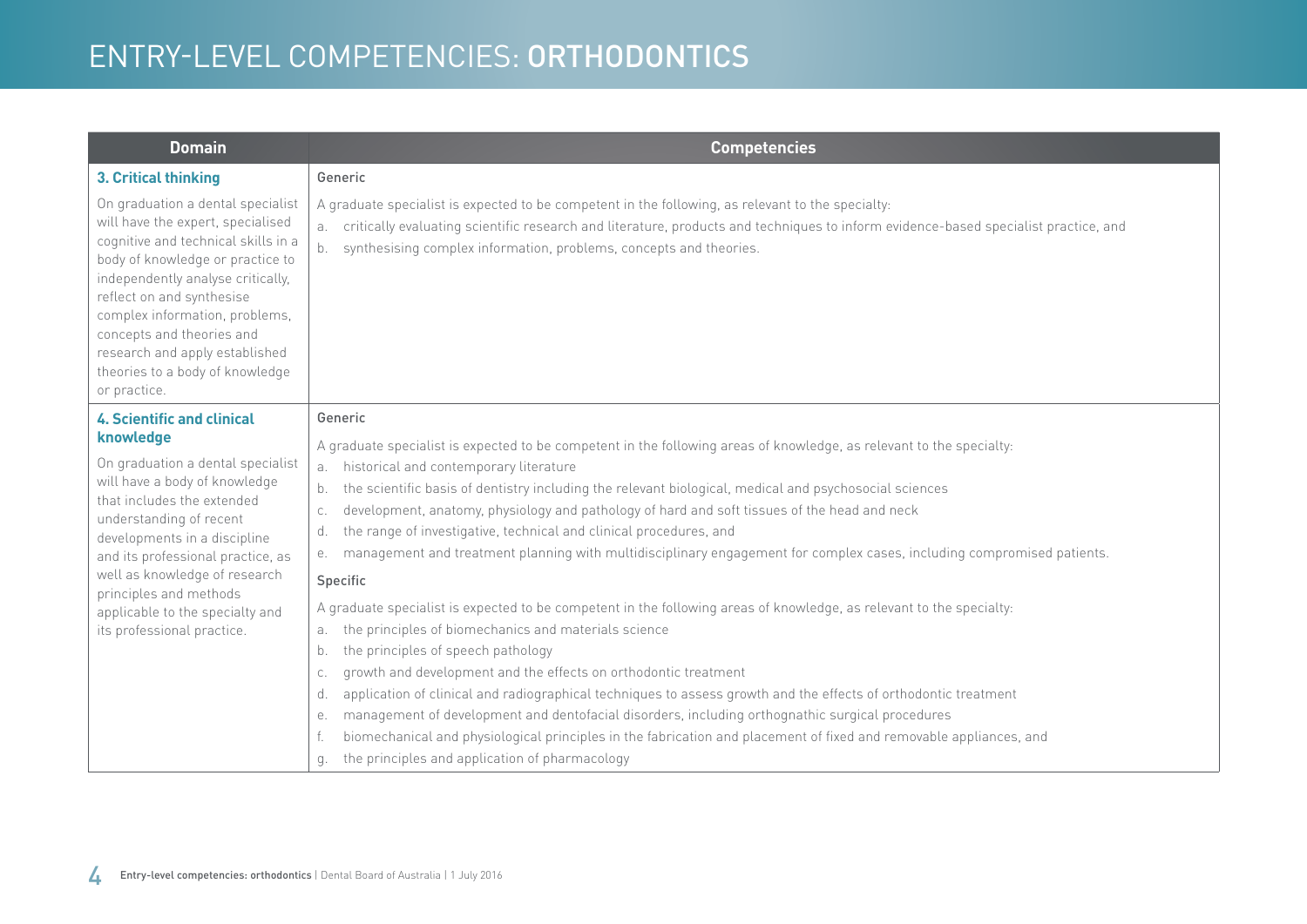# ENTRY-LEVEL COMPETENCIES: **ORTHODONTICS**

| Domain | Competencies |
|---|---|
| **3. Critical thinking**<br><br>On graduation a dental specialist will have the expert, specialised cognitive and technical skills in a body of knowledge or practice to independently analyse critically, reflect on and synthesise complex information, problems, concepts and theories and research and apply established theories to a body of knowledge or practice. | Generic<br><br>A graduate specialist is expected to be competent in the following, as relevant to the specialty:<br>a. critically evaluating scientific research and literature, products and techniques to inform evidence-based specialist practice, and<br>b. synthesising complex information, problems, concepts and theories. |
| **4. Scientific and clinical knowledge**<br><br>On graduation a dental specialist will have a body of knowledge that includes the extended understanding of recent developments in a discipline and its professional practice, as well as knowledge of research principles and methods applicable to the specialty and its professional practice. | Generic<br><br>A graduate specialist is expected to be competent in the following areas of knowledge, as relevant to the specialty:<br>a. historical and contemporary literature<br>b. the scientific basis of dentistry including the relevant biological, medical and psychosocial sciences<br>c. development, anatomy, physiology and pathology of hard and soft tissues of the head and neck<br>d. the range of investigative, technical and clinical procedures, and<br>e. management and treatment planning with multidisciplinary engagement for complex cases, including compromised patients.<br><br>Specific<br><br>A graduate specialist is expected to be competent in the following areas of knowledge, as relevant to the specialty:<br>a. the principles of biomechanics and materials science<br>b. the principles of speech pathology<br>c. growth and development and the effects on orthodontic treatment<br>d. application of clinical and radiographical techniques to assess growth and the effects of orthodontic treatment<br>e. management of development and dentofacial disorders, including orthognathic surgical procedures<br>f. biomechanical and physiological principles in the fabrication and placement of fixed and removable appliances, and<br>g. the principles and application of pharmacology |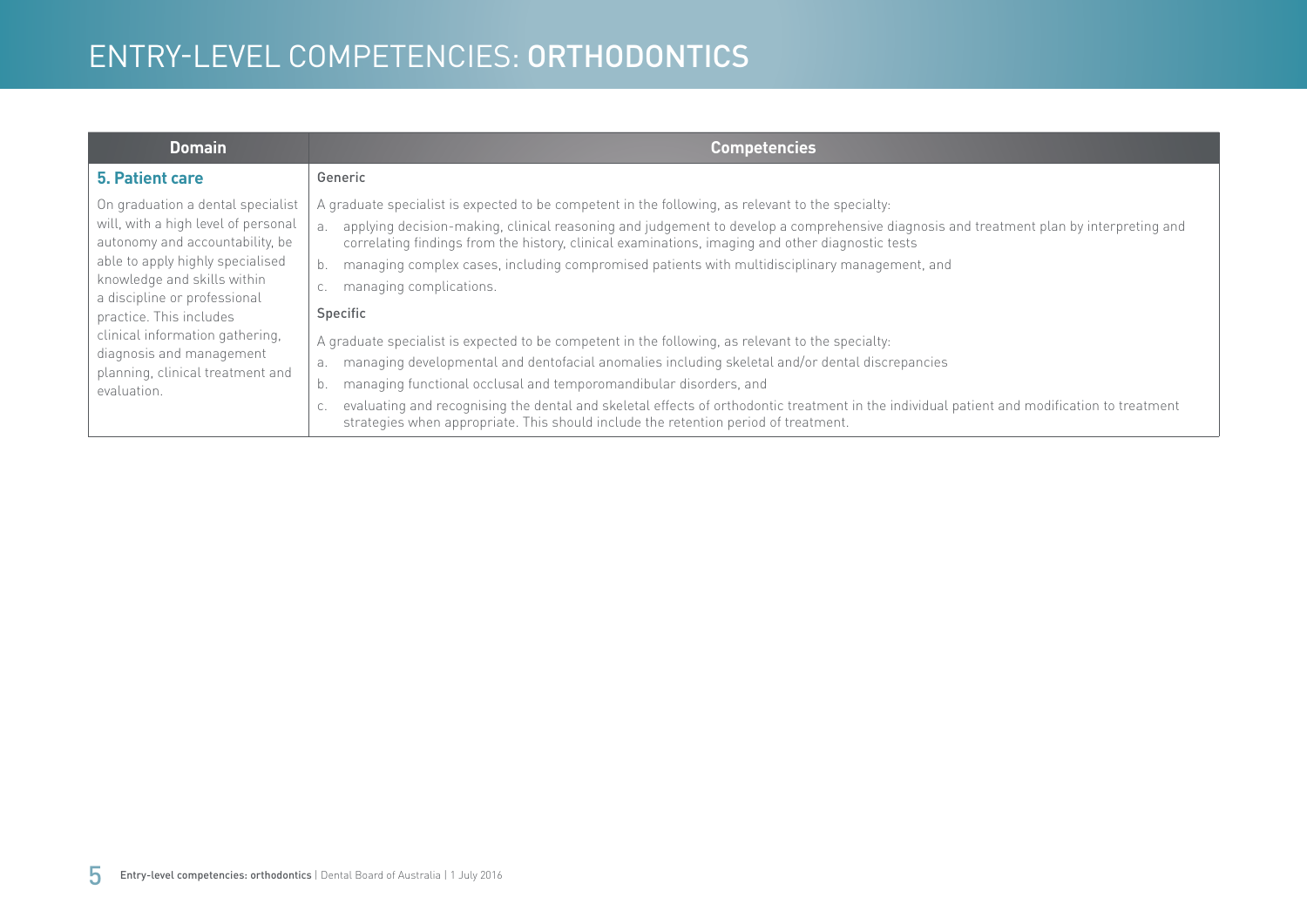# ENTRY-LEVEL COMPETENCIES: ORTHODONTICS

| Domain | Competencies |
| --- | --- |
| **5. Patient care**<br><br>On graduation a dental specialist will, with a high level of personal autonomy and accountability, be able to apply highly specialised knowledge and skills within a discipline or professional practice. This includes clinical information gathering, diagnosis and management planning, clinical treatment and evaluation. | Generic<br><br>A graduate specialist is expected to be competent in the following, as relevant to the specialty:<br><br>a. applying decision-making, clinical reasoning and judgement to develop a comprehensive diagnosis and treatment plan by interpreting and correlating findings from the history, clinical examinations, imaging and other diagnostic tests<br>b. managing complex cases, including compromised patients with multidisciplinary management, and<br>c. managing complications.<br><br>Specific<br><br>A graduate specialist is expected to be competent in the following, as relevant to the specialty:<br><br>a. managing developmental and dentofacial anomalies including skeletal and/or dental discrepancies<br>b. managing functional occlusal and temporomandibular disorders, and<br>c. evaluating and recognising the dental and skeletal effects of orthodontic treatment in the individual patient and modification to treatment strategies when appropriate. This should include the retention period of treatment. |